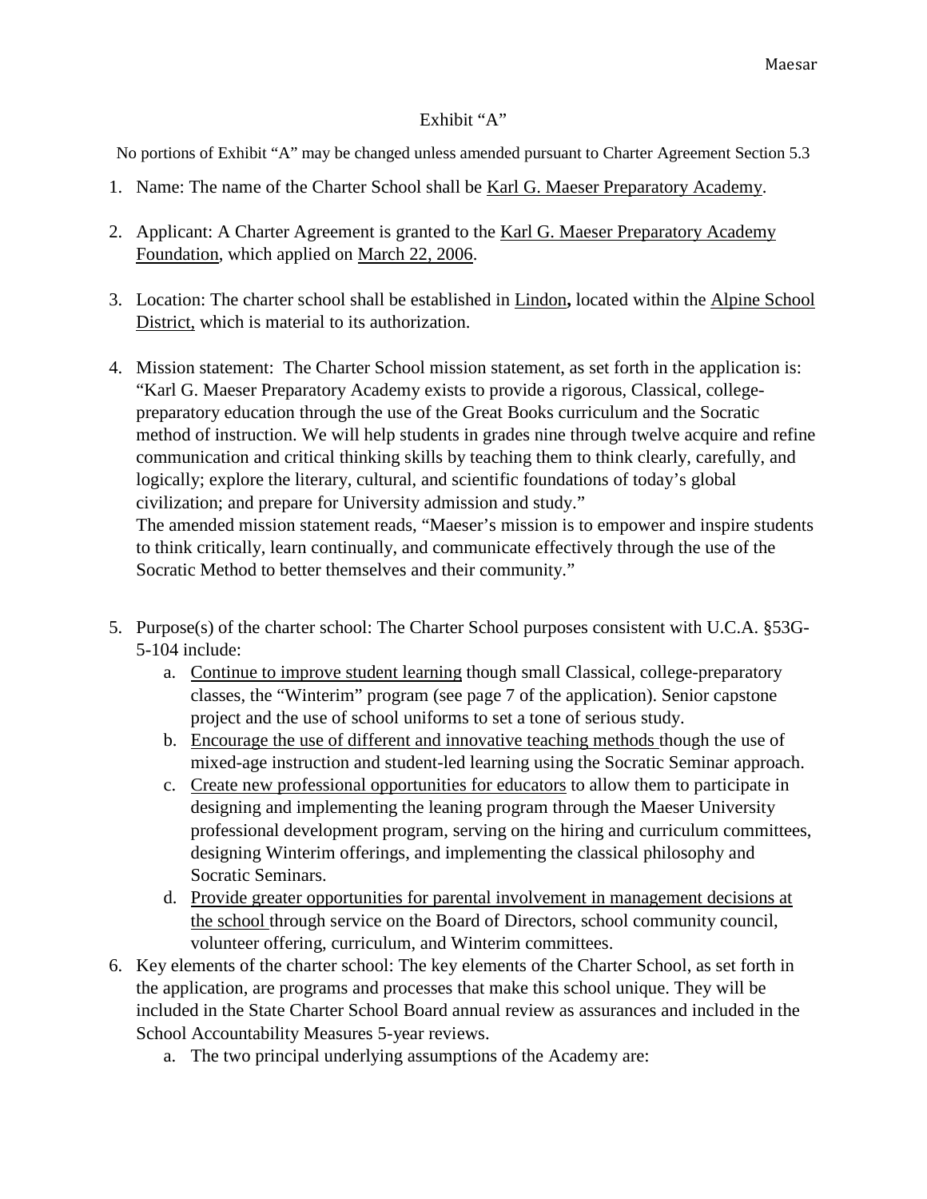Exhibit "A"

No portions of Exhibit "A" may be changed unless amended pursuant to Charter Agreement Section 5.3

1. Name: The name of the Charter School shall be Karl G. Maeser Preparatory Academy.

2. Applicant: A Charter Agreement is granted to the Karl G. Maeser Preparatory Academy Foundation, which applied on March 22, 2006.

3. Location: The charter school shall be established in Lindon**,** located within the Alpine School District, which is material to its authorization.

4. Mission statement: The Charter School mission statement, as set forth in the application is: "Karl G. Maeser Preparatory Academy exists to provide a rigorous, Classical, college-preparatory education through the use of the Great Books curriculum and the Socratic method of instruction. We will help students in grades nine through twelve acquire and refine communication and critical thinking skills by teaching them to think clearly, carefully, and logically; explore the literary, cultural, and scientific foundations of today's global civilization; and prepare for University admission and study."
   The amended mission statement reads, "Maeser's mission is to empower and inspire students to think critically, learn continually, and communicate effectively through the use of the Socratic Method to better themselves and their community."

5. Purpose(s) of the charter school: The Charter School purposes consistent with U.C.A. §53G-5-104 include:
   a. Continue to improve student learning though small Classical, college-preparatory classes, the "Winterim" program (see page 7 of the application). Senior capstone project and the use of school uniforms to set a tone of serious study.
   b. Encourage the use of different and innovative teaching methods though the use of mixed-age instruction and student-led learning using the Socratic Seminar approach.
   c. Create new professional opportunities for educators to allow them to participate in designing and implementing the leaning program through the Maeser University professional development program, serving on the hiring and curriculum committees, designing Winterim offerings, and implementing the classical philosophy and Socratic Seminars.
   d. Provide greater opportunities for parental involvement in management decisions at the school through service on the Board of Directors, school community council, volunteer offering, curriculum, and Winterim committees.

6. Key elements of the charter school: The key elements of the Charter School, as set forth in the application, are programs and processes that make this school unique. They will be included in the State Charter School Board annual review as assurances and included in the School Accountability Measures 5-year reviews.
   a. The two principal underlying assumptions of the Academy are: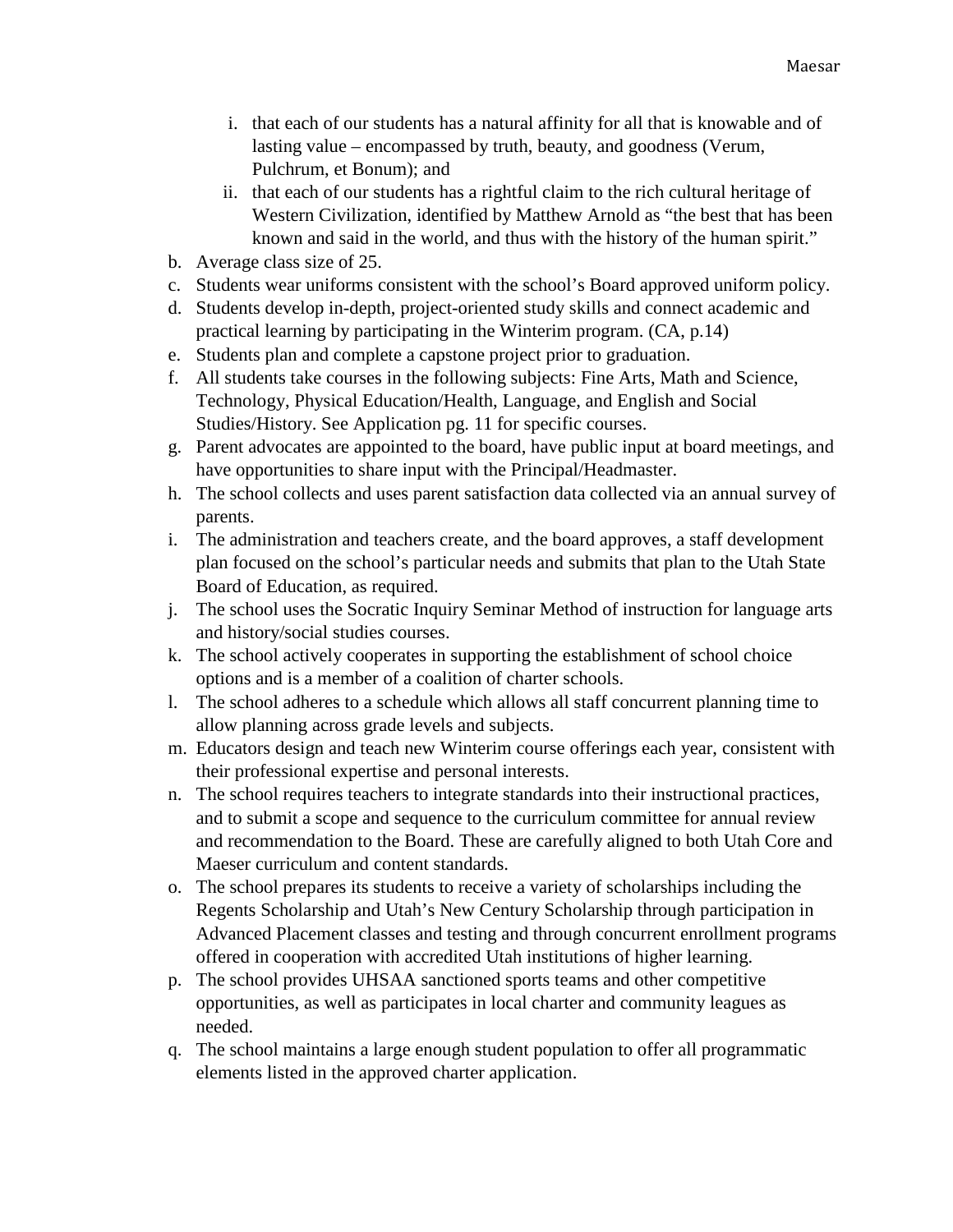i. that each of our students has a natural affinity for all that is knowable and of lasting value – encompassed by truth, beauty, and goodness (Verum, Pulchrum, et Bonum); and
   ii. that each of our students has a rightful claim to the rich cultural heritage of Western Civilization, identified by Matthew Arnold as "the best that has been known and said in the world, and thus with the history of the human spirit."

b. Average class size of 25.
c. Students wear uniforms consistent with the school's Board approved uniform policy.
d. Students develop in-depth, project-oriented study skills and connect academic and practical learning by participating in the Winterim program. (CA, p.14)
e. Students plan and complete a capstone project prior to graduation.
f. All students take courses in the following subjects: Fine Arts, Math and Science, Technology, Physical Education/Health, Language, and English and Social Studies/History. See Application pg. 11 for specific courses.
g. Parent advocates are appointed to the board, have public input at board meetings, and have opportunities to share input with the Principal/Headmaster.
h. The school collects and uses parent satisfaction data collected via an annual survey of parents.
i. The administration and teachers create, and the board approves, a staff development plan focused on the school's particular needs and submits that plan to the Utah State Board of Education, as required.
j. The school uses the Socratic Inquiry Seminar Method of instruction for language arts and history/social studies courses.
k. The school actively cooperates in supporting the establishment of school choice options and is a member of a coalition of charter schools.
l. The school adheres to a schedule which allows all staff concurrent planning time to allow planning across grade levels and subjects.
m. Educators design and teach new Winterim course offerings each year, consistent with their professional expertise and personal interests.
n. The school requires teachers to integrate standards into their instructional practices, and to submit a scope and sequence to the curriculum committee for annual review and recommendation to the Board. These are carefully aligned to both Utah Core and Maeser curriculum and content standards.
o. The school prepares its students to receive a variety of scholarships including the Regents Scholarship and Utah's New Century Scholarship through participation in Advanced Placement classes and testing and through concurrent enrollment programs offered in cooperation with accredited Utah institutions of higher learning.
p. The school provides UHSAA sanctioned sports teams and other competitive opportunities, as well as participates in local charter and community leagues as needed.
q. The school maintains a large enough student population to offer all programmatic elements listed in the approved charter application.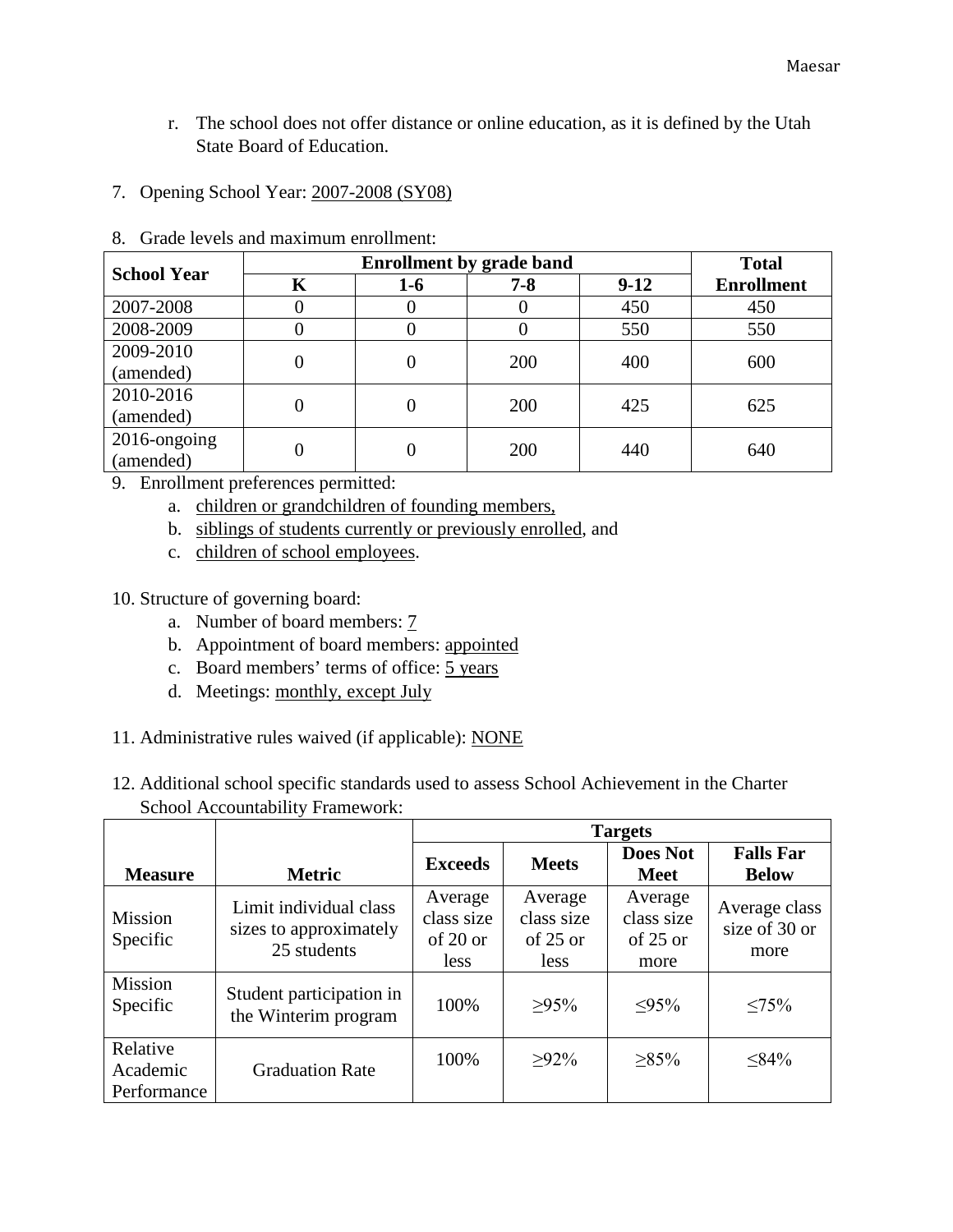r. The school does not offer distance or online education, as it is defined by the Utah State Board of Education.

7. Opening School Year: 2007-2008 (SY08)

8. Grade levels and maximum enrollment:

| School Year | Enrollment by grade band | | | | Total Enrollment |
|---|---|---|---|---|---|
| | K | 1-6 | 7-8 | 9-12 | |
| 2007-2008 | 0 | 0 | 0 | 450 | 450 |
| 2008-2009 | 0 | 0 | 0 | 550 | 550 |
| 2009-2010 (amended) | 0 | 0 | 200 | 400 | 600 |
| 2010-2016 (amended) | 0 | 0 | 200 | 425 | 625 |
| 2016-ongoing (amended) | 0 | 0 | 200 | 440 | 640 |

9. Enrollment preferences permitted:
   a. children or grandchildren of founding members,
   b. siblings of students currently or previously enrolled, and
   c. children of school employees.

10. Structure of governing board:
    a. Number of board members: 7
    b. Appointment of board members: appointed
    c. Board members' terms of office: 5 years
    d. Meetings: monthly, except July

11. Administrative rules waived (if applicable): NONE

12. Additional school specific standards used to assess School Achievement in the Charter School Accountability Framework:

| Measure | Metric | Targets | | | |
|---|---|---|---|---|---|
| | | Exceeds | Meets | Does Not Meet | Falls Far Below |
| Mission Specific | Limit individual class sizes to approximately 25 students | Average class size of 20 or less | Average class size of 25 or less | Average class size of 25 or more | Average class size of 30 or more |
| Mission Specific | Student participation in the Winterim program | 100% | ≥95% | ≤95% | ≤75% |
| Relative Academic Performance | Graduation Rate | 100% | ≥92% | ≥85% | ≤84% |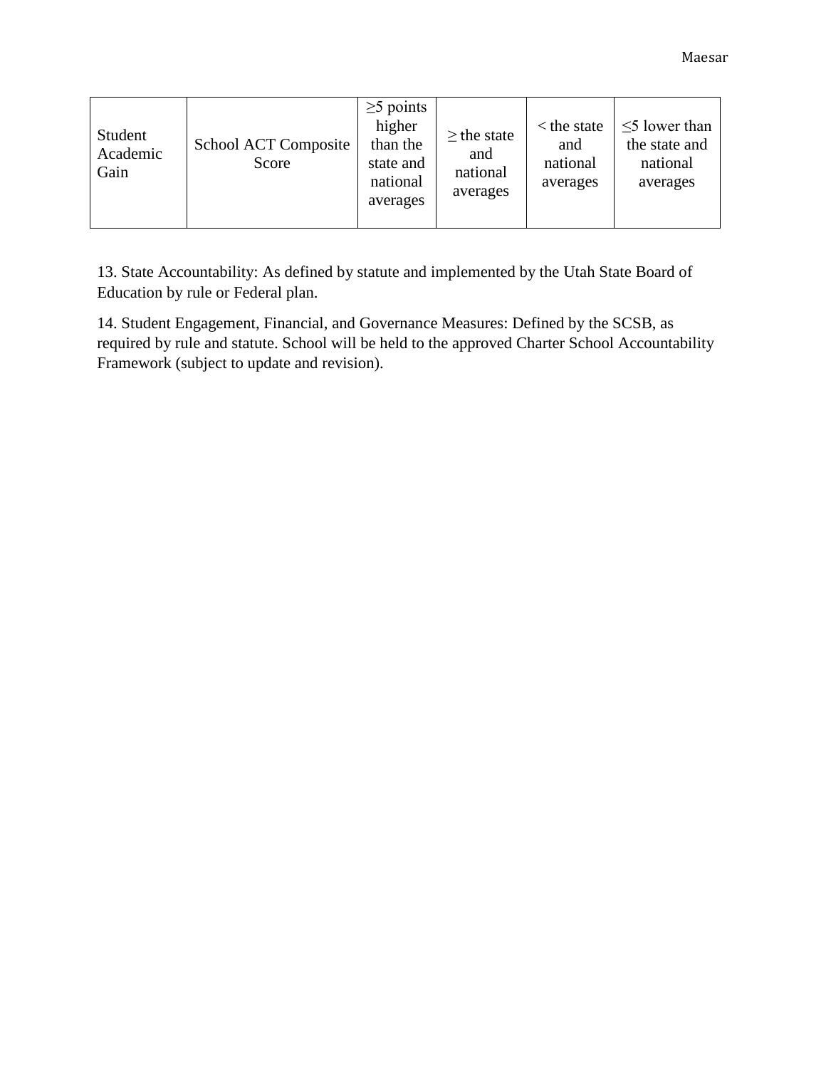| | | | | | |
|---|---|---|---|---|---|
| Student Academic Gain | School ACT Composite Score | ≥5 points higher than the state and national averages | ≥ the state and national averages | < the state and national averages | ≤5 lower than the state and national averages |

13. State Accountability: As defined by statute and implemented by the Utah State Board of Education by rule or Federal plan.

14. Student Engagement, Financial, and Governance Measures: Defined by the SCSB, as required by rule and statute. School will be held to the approved Charter School Accountability Framework (subject to update and revision).